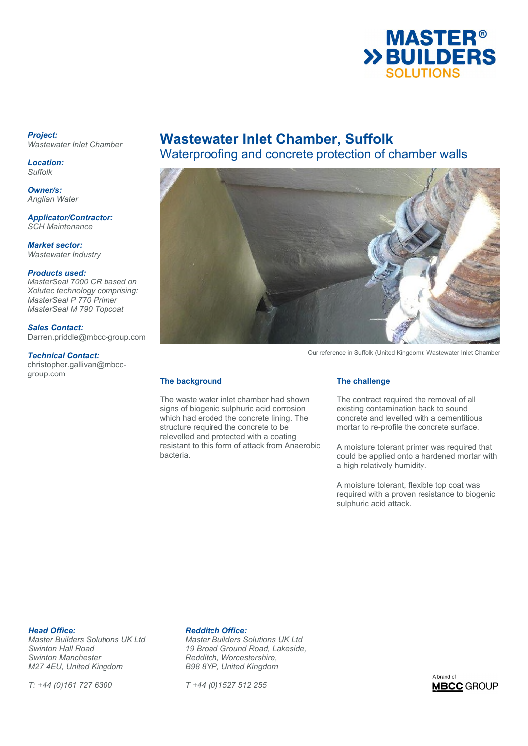# Wastewater Inlet Chamber, Suffolk

## Waterproofing and concrete protection of chamber walls

***Project:***
*Wastewater Inlet Chamber*

***Location:***
*Suffolk*

***Owner/s:***
*Anglian Water*

***Applicator/Contractor:***
*SCH Maintenance*

***Market sector:***
*Wastewater Industry*

***Products used:***
*MasterSeal 7000 CR based on Xolutec technology comprising:*
*MasterSeal P 770 Primer*
*MasterSeal M 790 Topcoat*

***Sales Contact:***
Darren.priddle@mbcc-group.com

***Technical Contact:***
christopher.gallivan@mbcc-group.com

Our reference in Suffolk (United Kingdom): Wastewater Inlet Chamber

### The background

The waste water inlet chamber had shown signs of biogenic sulphuric acid corrosion which had eroded the concrete lining. The structure required the concrete to be relevelled and protected with a coating resistant to this form of attack from Anaerobic bacteria.

### The challenge

The contract required the removal of all existing contamination back to sound concrete and levelled with a cementitious mortar to re-profile the concrete surface.

A moisture tolerant primer was required that could be applied onto a hardened mortar with a high relatively humidity.

A moisture tolerant, flexible top coat was required with a proven resistance to biogenic sulphuric acid attack.

***Head Office:***
*Master Builders Solutions UK Ltd*
*Swinton Hall Road*
*Swinton Manchester*
*M27 4EU, United Kingdom*

*T: +44 (0)161 727 6300*

***Redditch Office:***
*Master Builders Solutions UK Ltd*
*19 Broad Ground Road, Lakeside,*
*Redditch, Worcestershire,*
*B98 8YP, United Kingdom*

*T +44 (0)1527 512 255*

A brand of MBCC GROUP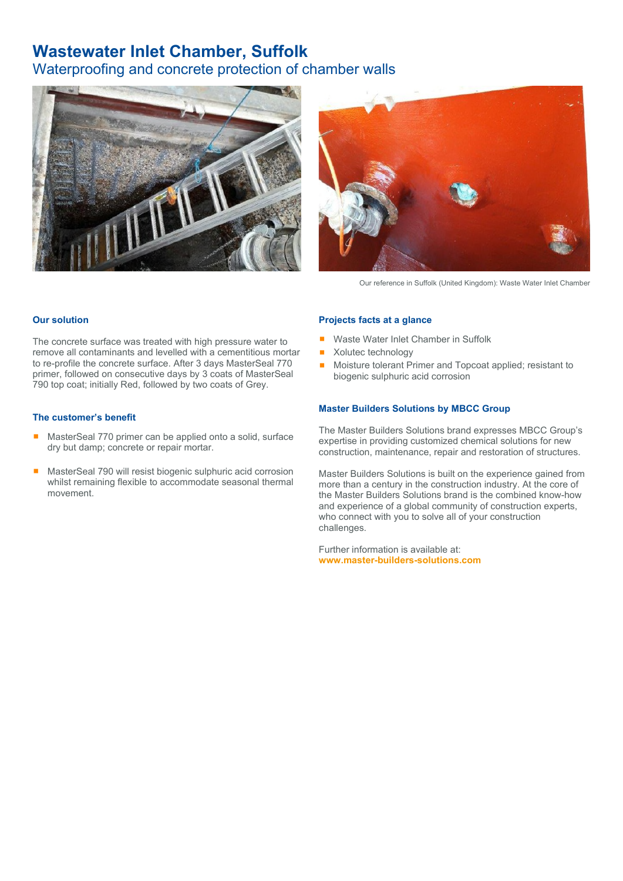# Wastewater Inlet Chamber, Suffolk

## Waterproofing and concrete protection of chamber walls

Our reference in Suffolk (United Kingdom): Waste Water Inlet Chamber

### Our solution

The concrete surface was treated with high pressure water to remove all contaminants and levelled with a cementitious mortar to re-profile the concrete surface. After 3 days MasterSeal 770 primer, followed on consecutive days by 3 coats of MasterSeal 790 top coat; initially Red, followed by two coats of Grey.

### The customer's benefit

- MasterSeal 770 primer can be applied onto a solid, surface dry but damp; concrete or repair mortar.
- MasterSeal 790 will resist biogenic sulphuric acid corrosion whilst remaining flexible to accommodate seasonal thermal movement.

### Projects facts at a glance

- Waste Water Inlet Chamber in Suffolk
- Xolutec technology
- Moisture tolerant Primer and Topcoat applied; resistant to biogenic sulphuric acid corrosion

### Master Builders Solutions by MBCC Group

The Master Builders Solutions brand expresses MBCC Group's expertise in providing customized chemical solutions for new construction, maintenance, repair and restoration of structures.

Master Builders Solutions is built on the experience gained from more than a century in the construction industry. At the core of the Master Builders Solutions brand is the combined know-how and experience of a global community of construction experts, who connect with you to solve all of your construction challenges.

Further information is available at:
**www.master-builders-solutions.com**